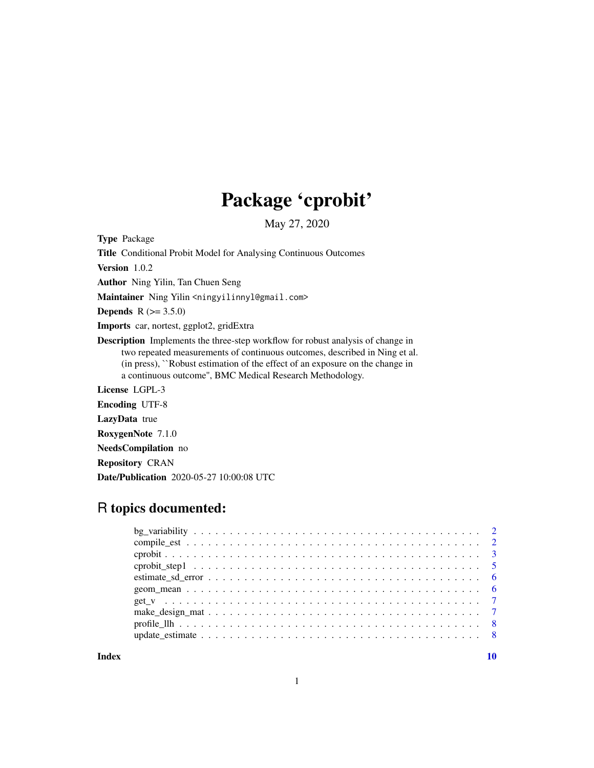# Package 'cprobit'

May 27, 2020

**Type** Package

**Title** Conditional Probit Model for Analysing Continuous Outcomes

**Version** 1.0.2

**Author** Ning Yilin, Tan Chuen Seng

**Maintainer** Ning Yilin <ningyilinnyl@gmail.com>

**Depends** R (>= 3.5.0)

**Imports** car, nortest, ggplot2, gridExtra

**Description** Implements the three-step workflow for robust analysis of change in two repeated measurements of continuous outcomes, described in Ning et al. (in press), ``Robust estimation of the effect of an exposure on the change in a continuous outcome'', BMC Medical Research Methodology.

**License** LGPL-3

**Encoding** UTF-8

**LazyData** true

**RoxygenNote** 7.1.0

**NeedsCompilation** no

**Repository** CRAN

**Date/Publication** 2020-05-27 10:00:08 UTC

## R topics documented:

| | |
|---|---|
| bg_variability | 2 |
| compile_est | 2 |
| cprobit | 3 |
| cprobit_step1 | 5 |
| estimate_sd_error | 6 |
| geom_mean | 6 |
| get_v | 7 |
| make_design_mat | 7 |
| profile_llh | 8 |
| update_estimate | 8 |
| **Index** | **10** |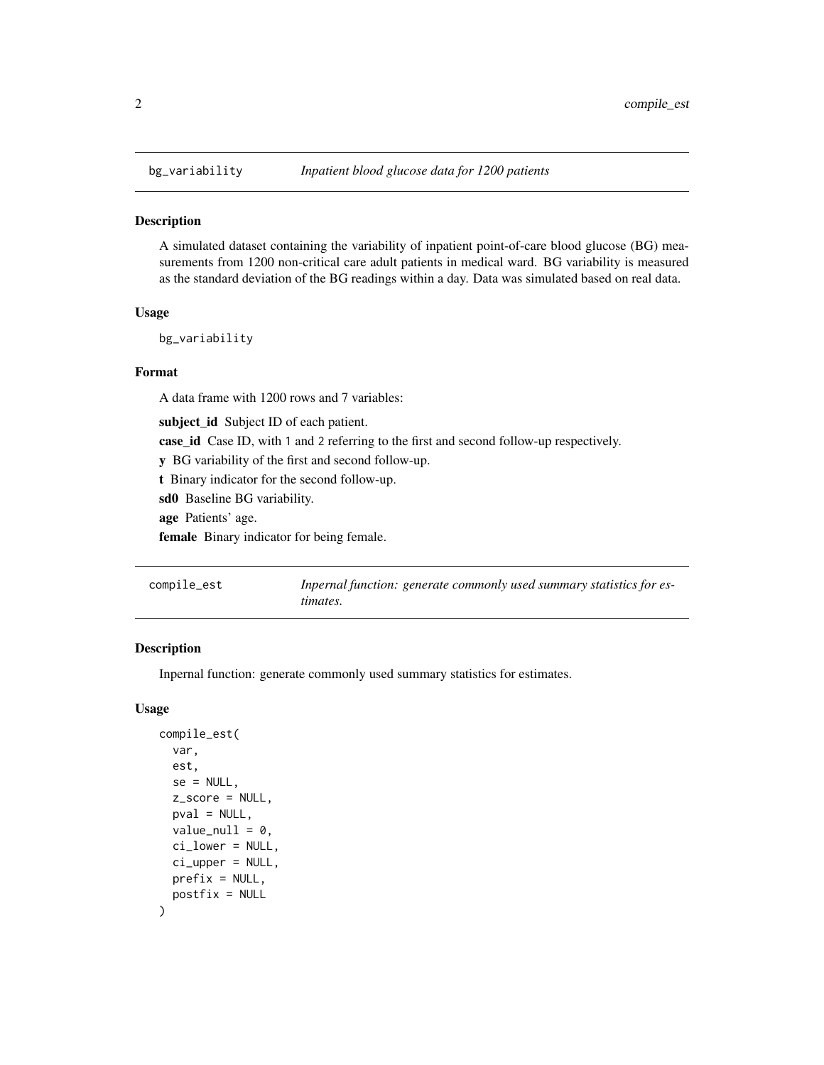## bg_variability *Inpatient blood glucose data for 1200 patients*

### Description

A simulated dataset containing the variability of inpatient point-of-care blood glucose (BG) measurements from 1200 non-critical care adult patients in medical ward. BG variability is measured as the standard deviation of the BG readings within a day. Data was simulated based on real data.

### Usage

```
bg_variability
```

### Format

A data frame with 1200 rows and 7 variables:

**subject_id** Subject ID of each patient.

**case_id** Case ID, with 1 and 2 referring to the first and second follow-up respectively.

**y** BG variability of the first and second follow-up.

**t** Binary indicator for the second follow-up.

**sd0** Baseline BG variability.

**age** Patients' age.

**female** Binary indicator for being female.

## compile_est *Inpernal function: generate commonly used summary statistics for estimates.*

### Description

Inpernal function: generate commonly used summary statistics for estimates.

### Usage

```
compile_est(
  var,
  est,
  se = NULL,
  z_score = NULL,
  pval = NULL,
  value_null = 0,
  ci_lower = NULL,
  ci_upper = NULL,
  prefix = NULL,
  postfix = NULL
)
```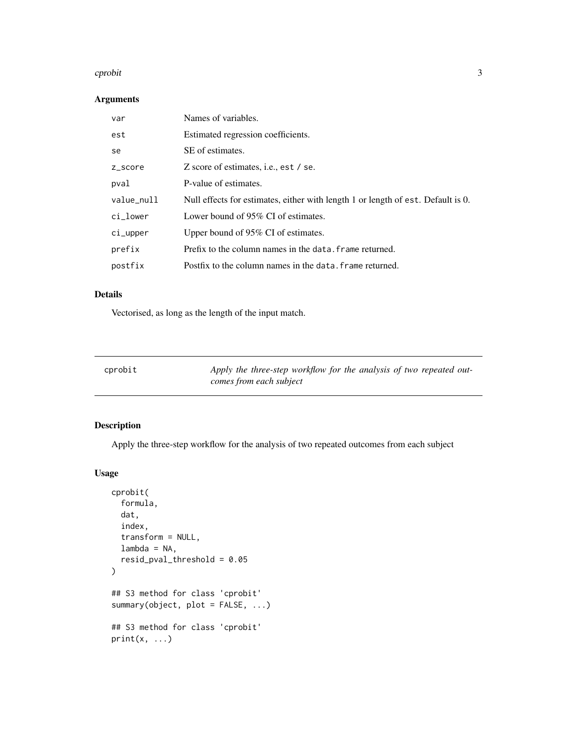### Arguments

| | |
|---|---|
| `var` | Names of variables. |
| `est` | Estimated regression coefficients. |
| `se` | SE of estimates. |
| `z_score` | Z score of estimates, i.e., `est / se`. |
| `pval` | P-value of estimates. |
| `value_null` | Null effects for estimates, either with length 1 or length of `est`. Default is 0. |
| `ci_lower` | Lower bound of 95% CI of estimates. |
| `ci_upper` | Upper bound of 95% CI of estimates. |
| `prefix` | Prefix to the column names in the `data.frame` returned. |
| `postfix` | Postfix to the column names in the `data.frame` returned. |

### Details

Vectorised, as long as the length of the input match.

---

## `cprobit` *Apply the three-step workflow for the analysis of two repeated outcomes from each subject*

---

### Description

Apply the three-step workflow for the analysis of two repeated outcomes from each subject

### Usage

```
cprobit(
  formula,
  dat,
  index,
  transform = NULL,
  lambda = NA,
  resid_pval_threshold = 0.05
)

## S3 method for class 'cprobit'
summary(object, plot = FALSE, ...)

## S3 method for class 'cprobit'
print(x, ...)
```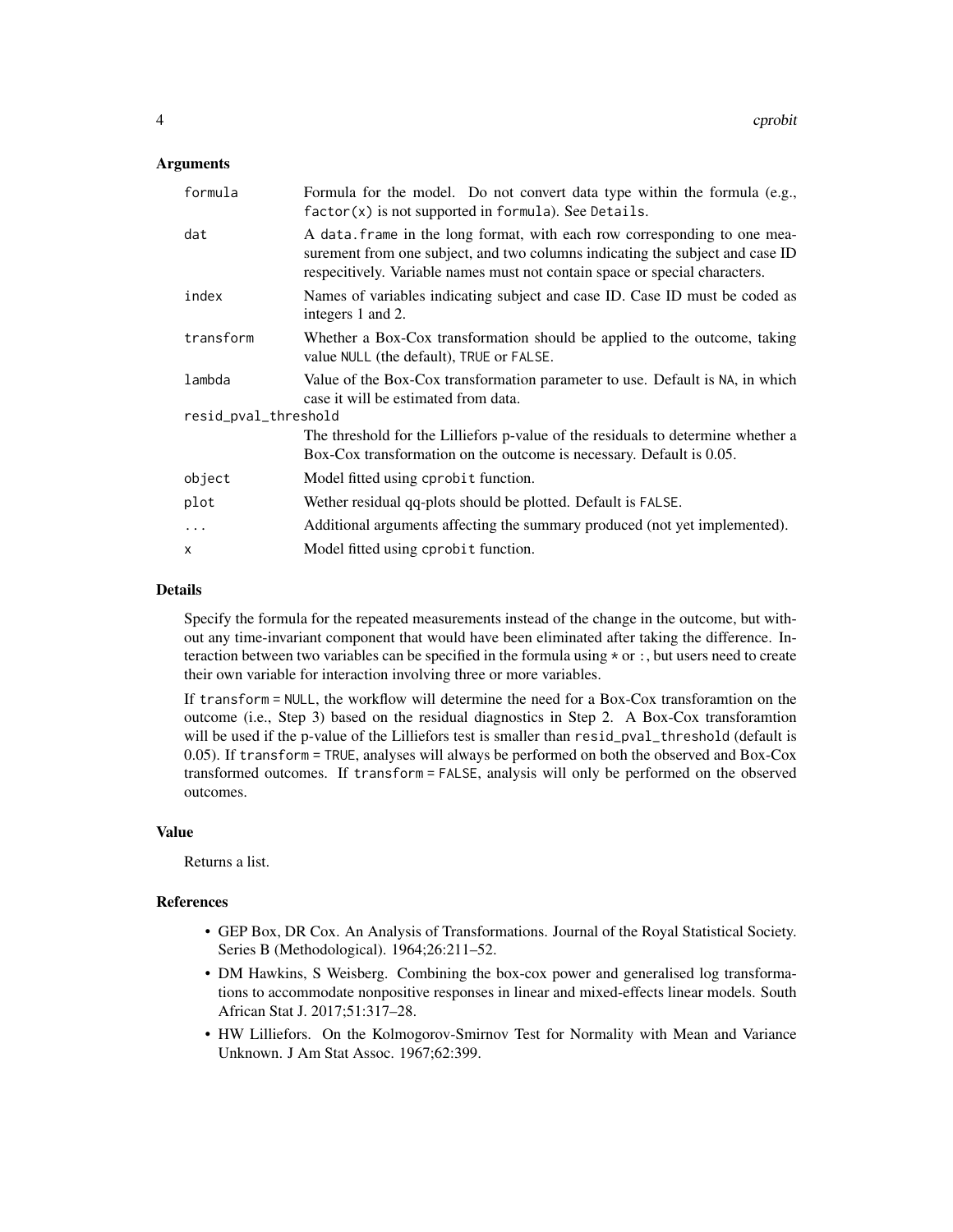### Arguments

| | |
|---|---|
| `formula` | Formula for the model. Do not convert data type within the formula (e.g., `factor(x)` is not supported in `formula`). See `Details`. |
| `dat` | A `data.frame` in the long format, with each row corresponding to one measurement from one subject, and two columns indicating the subject and case ID respecitively. Variable names must not contain space or special characters. |
| `index` | Names of variables indicating subject and case ID. Case ID must be coded as integers 1 and 2. |
| `transform` | Whether a Box-Cox transformation should be applied to the outcome, taking value `NULL` (the default), `TRUE` or `FALSE`. |
| `lambda` | Value of the Box-Cox transformation parameter to use. Default is `NA`, in which case it will be estimated from data. |
| `resid_pval_threshold` | The threshold for the Lilliefors p-value of the residuals to determine whether a Box-Cox transformation on the outcome is necessary. Default is 0.05. |
| `object` | Model fitted using `cprobit` function. |
| `plot` | Wether residual qq-plots should be plotted. Default is `FALSE`. |
| `...` | Additional arguments affecting the summary produced (not yet implemented). |
| `x` | Model fitted using `cprobit` function. |

### Details

Specify the formula for the repeated measurements instead of the change in the outcome, but without any time-invariant component that would have been eliminated after taking the difference. Interaction between two variables can be specified in the formula using `*` or `:`, but users need to create their own variable for interaction involving three or more variables.

If `transform = NULL`, the workflow will determine the need for a Box-Cox transforamtion on the outcome (i.e., Step 3) based on the residual diagnostics in Step 2. A Box-Cox transforamtion will be used if the p-value of the Lilliefors test is smaller than `resid_pval_threshold` (default is 0.05). If `transform = TRUE`, analyses will always be performed on both the observed and Box-Cox transformed outcomes. If `transform = FALSE`, analysis will only be performed on the observed outcomes.

### Value

Returns a list.

### References

- GEP Box, DR Cox. An Analysis of Transformations. Journal of the Royal Statistical Society. Series B (Methodological). 1964;26:211–52.
- DM Hawkins, S Weisberg. Combining the box-cox power and generalised log transformations to accommodate nonpositive responses in linear and mixed-effects linear models. South African Stat J. 2017;51:317–28.
- HW Lilliefors. On the Kolmogorov-Smirnov Test for Normality with Mean and Variance Unknown. J Am Stat Assoc. 1967;62:399.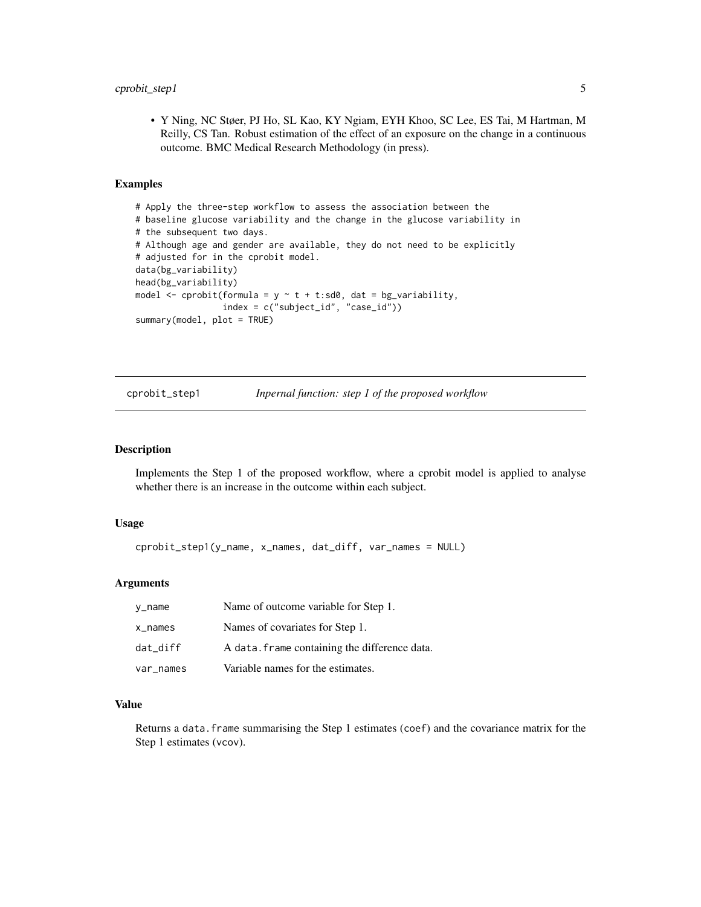- Y Ning, NC Støer, PJ Ho, SL Kao, KY Ngiam, EYH Khoo, SC Lee, ES Tai, M Hartman, M Reilly, CS Tan. Robust estimation of the effect of an exposure on the change in a continuous outcome. BMC Medical Research Methodology (in press).

### Examples

```
# Apply the three-step workflow to assess the association between the
# baseline glucose variability and the change in the glucose variability in
# the subsequent two days.
# Although age and gender are available, they do not need to be explicitly
# adjusted for in the cprobit model.
data(bg_variability)
head(bg_variability)
model <- cprobit(formula = y ~ t + t:sd0, dat = bg_variability,
                 index = c("subject_id", "case_id"))
summary(model, plot = TRUE)
```

---

## cprobit_step1 — *Inpernal function: step 1 of the proposed workflow*

---

### Description

Implements the Step 1 of the proposed workflow, where a cprobit model is applied to analyse whether there is an increase in the outcome within each subject.

### Usage

```
cprobit_step1(y_name, x_names, dat_diff, var_names = NULL)
```

### Arguments

| | |
|---|---|
| y_name | Name of outcome variable for Step 1. |
| x_names | Names of covariates for Step 1. |
| dat_diff | A `data.frame` containing the difference data. |
| var_names | Variable names for the estimates. |

### Value

Returns a `data.frame` summarising the Step 1 estimates (`coef`) and the covariance matrix for the Step 1 estimates (`vcov`).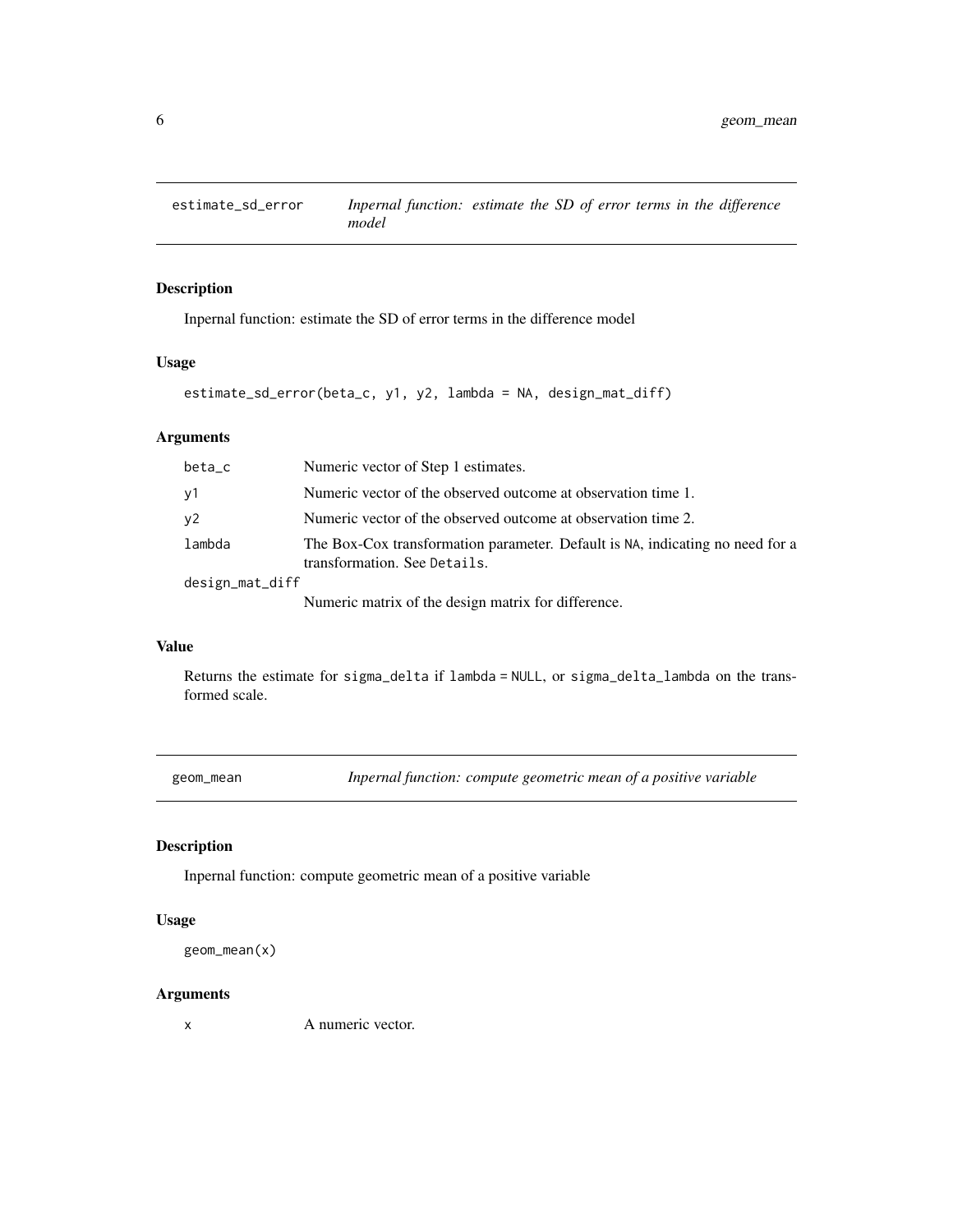## estimate_sd_error — *Inpernal function: estimate the SD of error terms in the difference model*

### Description

Inpernal function: estimate the SD of error terms in the difference model

### Usage

```
estimate_sd_error(beta_c, y1, y2, lambda = NA, design_mat_diff)
```

### Arguments

| | |
|---|---|
| `beta_c` | Numeric vector of Step 1 estimates. |
| `y1` | Numeric vector of the observed outcome at observation time 1. |
| `y2` | Numeric vector of the observed outcome at observation time 2. |
| `lambda` | The Box-Cox transformation parameter. Default is `NA`, indicating no need for a transformation. See `Details`. |
| `design_mat_diff` | Numeric matrix of the design matrix for difference. |

### Value

Returns the estimate for `sigma_delta` if `lambda = NULL`, or `sigma_delta_lambda` on the transformed scale.

## geom_mean — *Inpernal function: compute geometric mean of a positive variable*

### Description

Inpernal function: compute geometric mean of a positive variable

### Usage

```
geom_mean(x)
```

### Arguments

| | |
|---|---|
| `x` | A numeric vector. |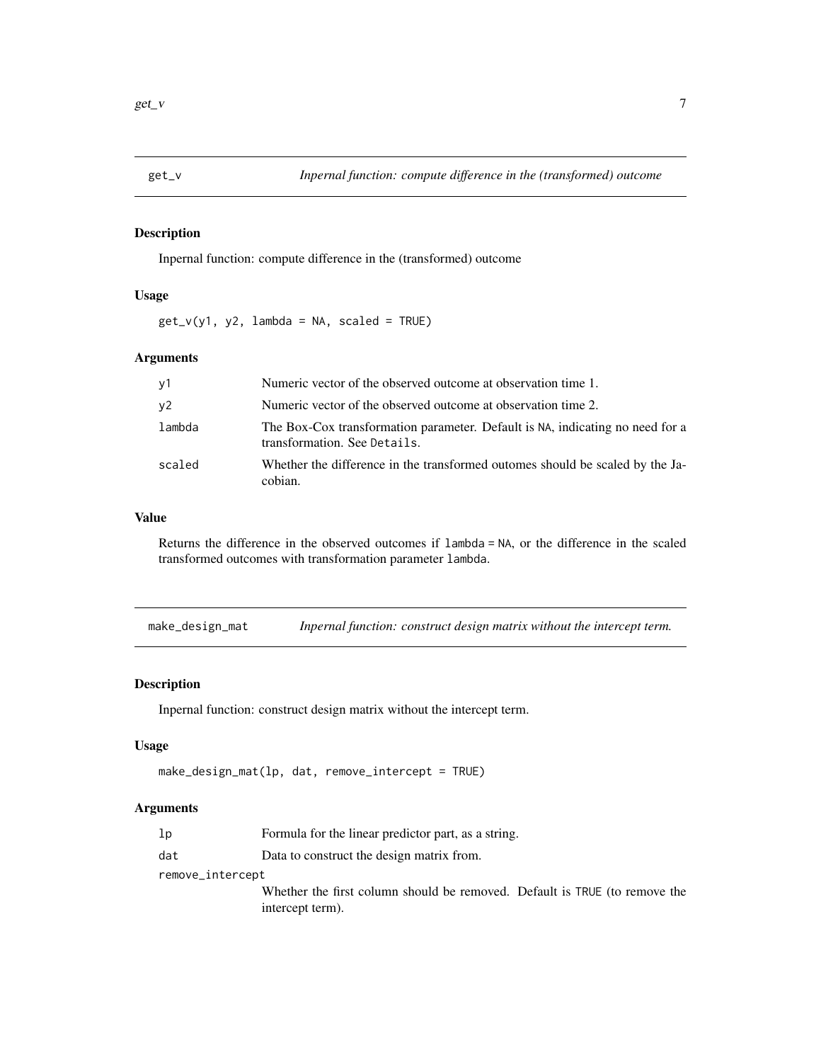## get_v — *Inpernal function: compute difference in the (transformed) outcome*

### Description

Inpernal function: compute difference in the (transformed) outcome

### Usage

```
get_v(y1, y2, lambda = NA, scaled = TRUE)
```

### Arguments

| | |
|---|---|
| `y1` | Numeric vector of the observed outcome at observation time 1. |
| `y2` | Numeric vector of the observed outcome at observation time 2. |
| `lambda` | The Box-Cox transformation parameter. Default is `NA`, indicating no need for a transformation. See `Details`. |
| `scaled` | Whether the difference in the transformed outomes should be scaled by the Jacobian. |

### Value

Returns the difference in the observed outcomes if `lambda = NA`, or the difference in the scaled transformed outcomes with transformation parameter `lambda`.

## make_design_mat — *Inpernal function: construct design matrix without the intercept term.*

### Description

Inpernal function: construct design matrix without the intercept term.

### Usage

```
make_design_mat(lp, dat, remove_intercept = TRUE)
```

### Arguments

| | |
|---|---|
| `lp` | Formula for the linear predictor part, as a string. |
| `dat` | Data to construct the design matrix from. |
| `remove_intercept` | Whether the first column should be removed. Default is `TRUE` (to remove the intercept term). |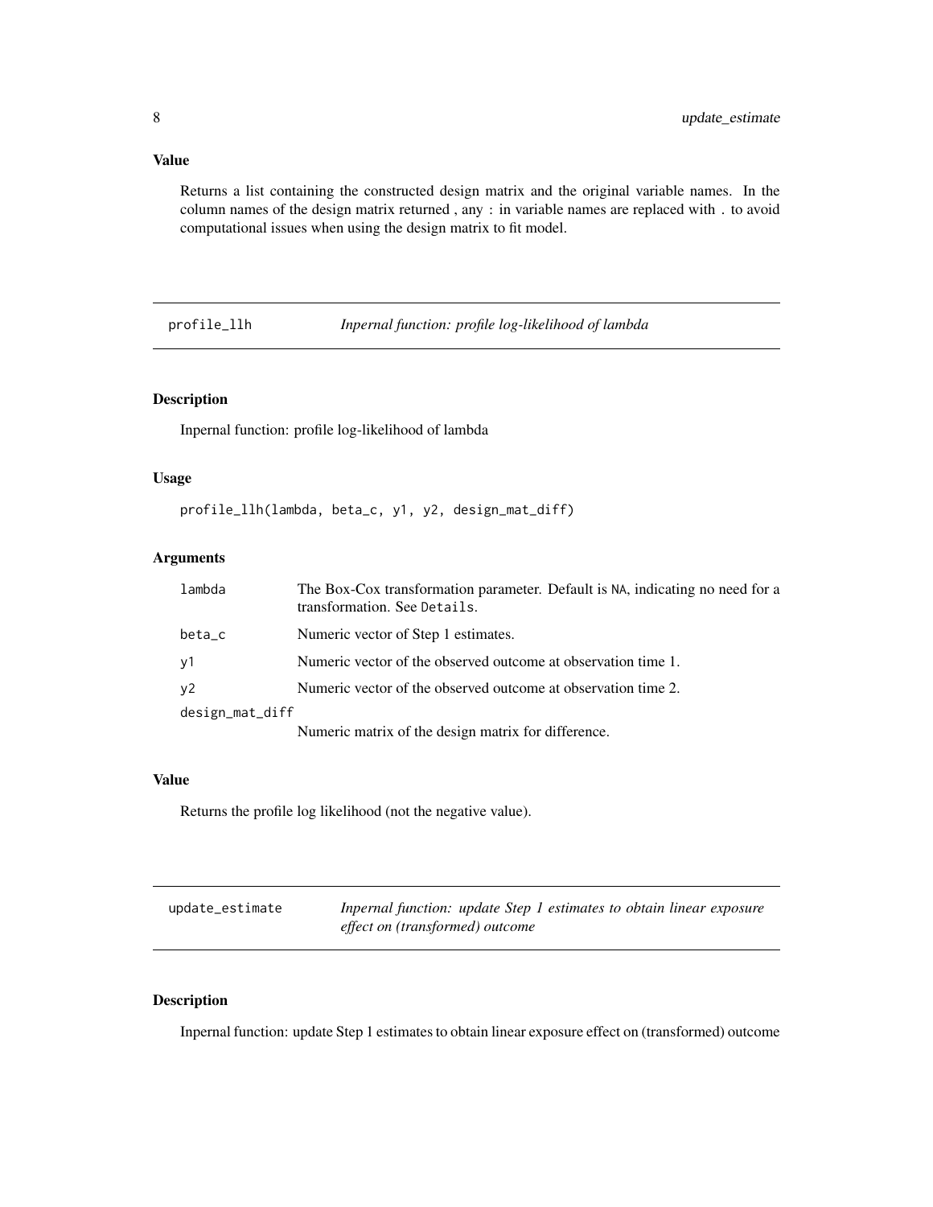## Value

Returns a list containing the constructed design matrix and the original variable names. In the column names of the design matrix returned , any : in variable names are replaced with . to avoid computational issues when using the design matrix to fit model.

---

## profile_llh — *Inpernal function: profile log-likelihood of lambda*

### Description

Inpernal function: profile log-likelihood of lambda

### Usage

```
profile_llh(lambda, beta_c, y1, y2, design_mat_diff)
```

### Arguments

| Argument | Description |
|---|---|
| `lambda` | The Box-Cox transformation parameter. Default is `NA`, indicating no need for a transformation. See `Details`. |
| `beta_c` | Numeric vector of Step 1 estimates. |
| `y1` | Numeric vector of the observed outcome at observation time 1. |
| `y2` | Numeric vector of the observed outcome at observation time 2. |
| `design_mat_diff` | Numeric matrix of the design matrix for difference. |

### Value

Returns the profile log likelihood (not the negative value).

---

## update_estimate — *Inpernal function: update Step 1 estimates to obtain linear exposure effect on (transformed) outcome*

### Description

Inpernal function: update Step 1 estimates to obtain linear exposure effect on (transformed) outcome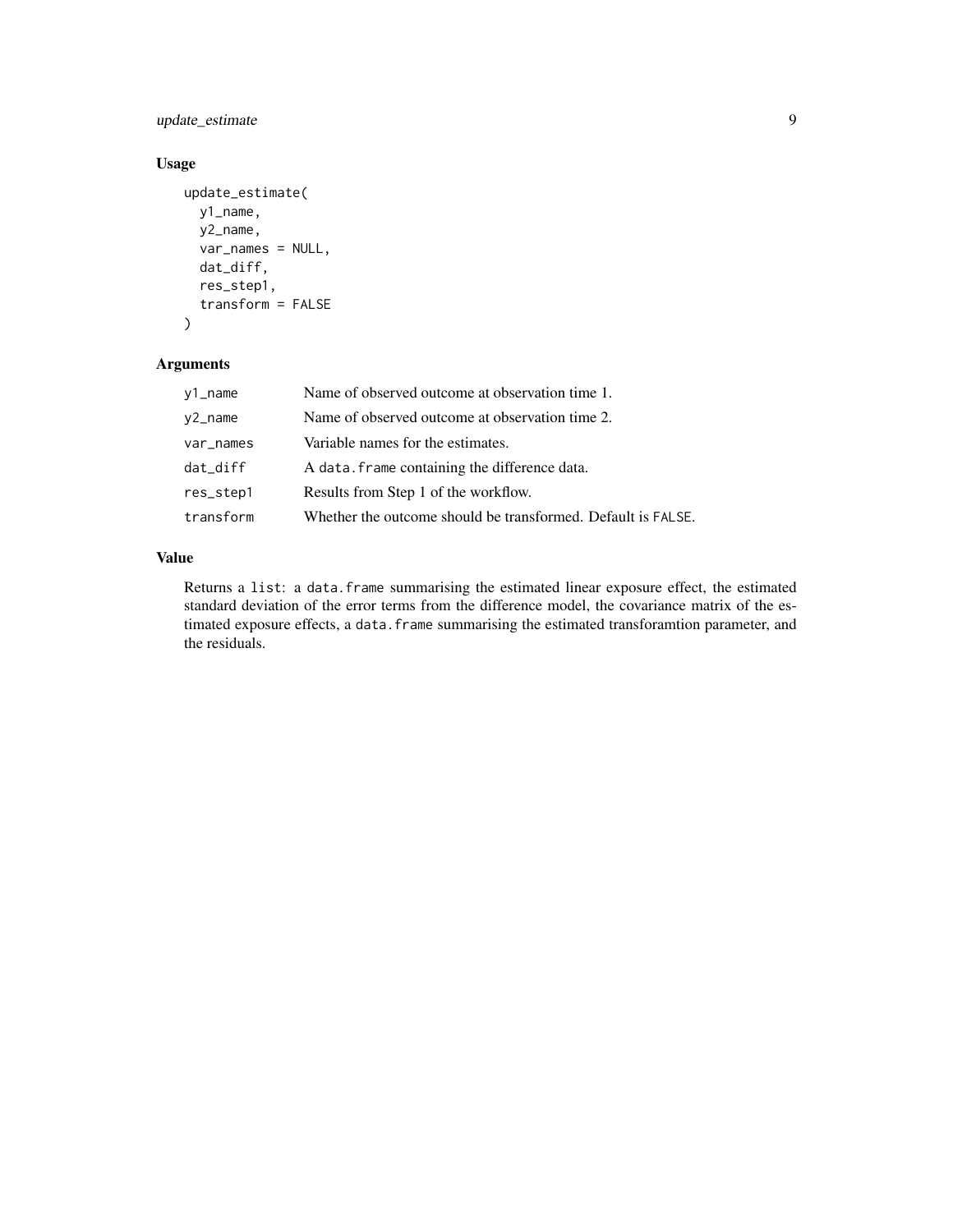### Usage

```
update_estimate(
  y1_name,
  y2_name,
  var_names = NULL,
  dat_diff,
  res_step1,
  transform = FALSE
)
```

### Arguments

| | |
|---|---|
| `y1_name` | Name of observed outcome at observation time 1. |
| `y2_name` | Name of observed outcome at observation time 2. |
| `var_names` | Variable names for the estimates. |
| `dat_diff` | A `data.frame` containing the difference data. |
| `res_step1` | Results from Step 1 of the workflow. |
| `transform` | Whether the outcome should be transformed. Default is `FALSE`. |

### Value

Returns a `list`: a `data.frame` summarising the estimated linear exposure effect, the estimated standard deviation of the error terms from the difference model, the covariance matrix of the estimated exposure effects, a `data.frame` summarising the estimated transforamtion parameter, and the residuals.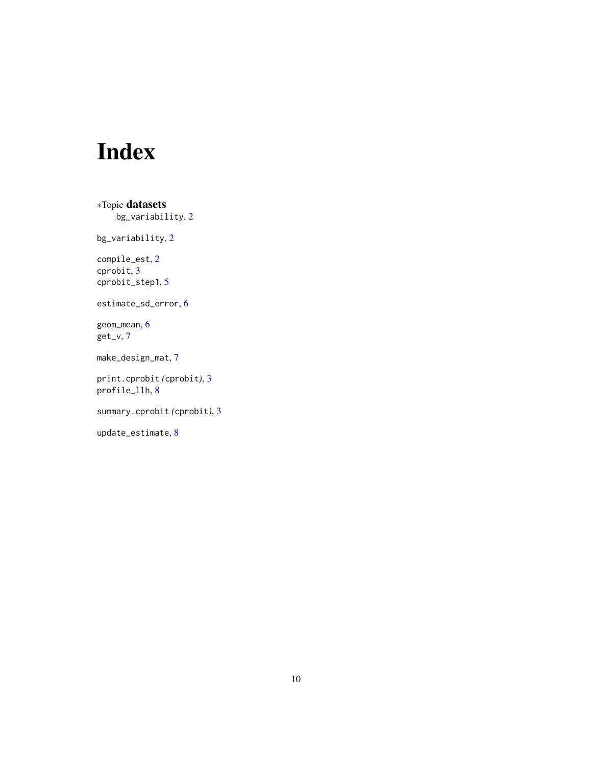# Index

∗Topic **datasets**
  bg_variability, 2

bg_variability, 2

compile_est, 2
cprobit, 3
cprobit_step1, 5

estimate_sd_error, 6

geom_mean, 6
get_v, 7

make_design_mat, 7

print.cprobit (cprobit), 3
profile_llh, 8

summary.cprobit (cprobit), 3

update_estimate, 8